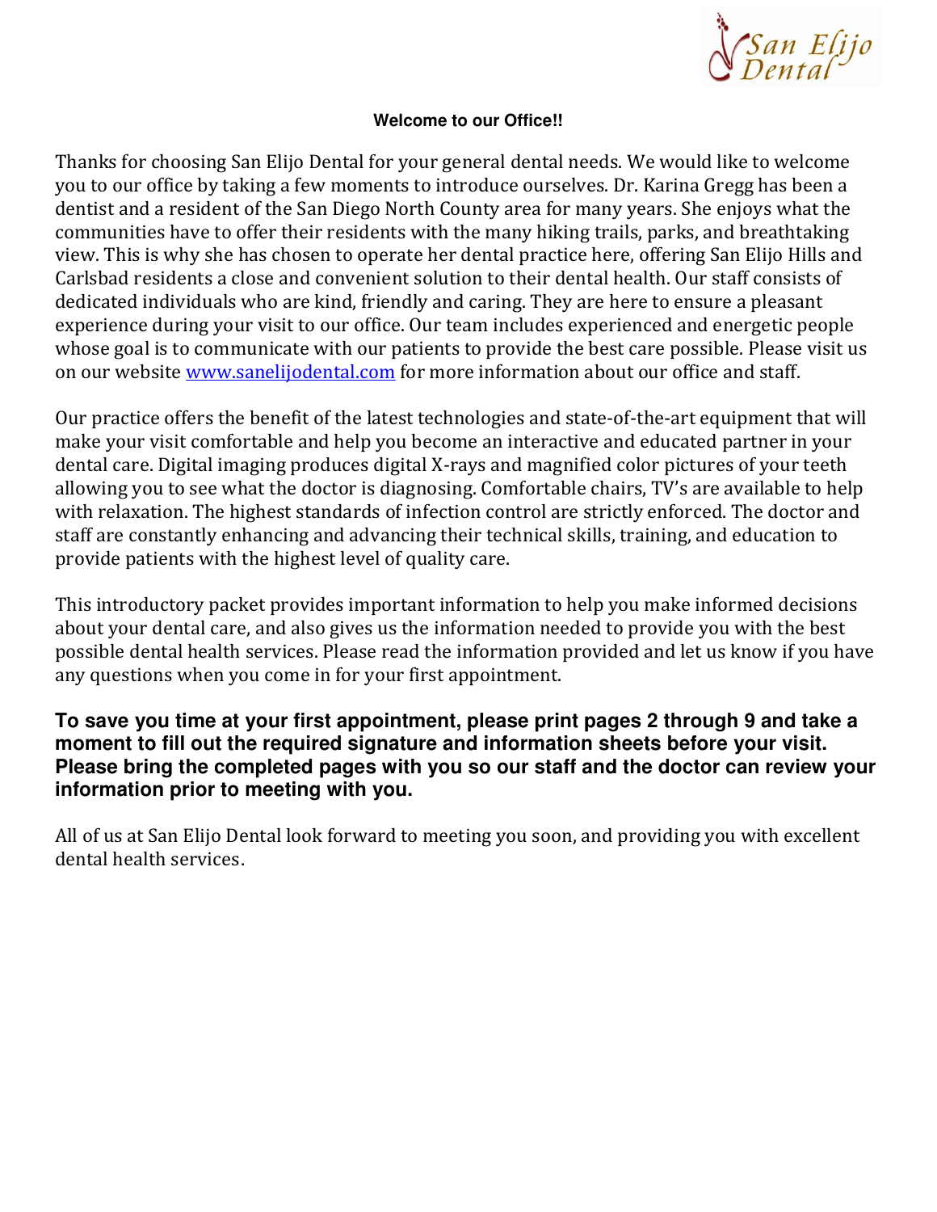San Elijo Dental

**Welcome to our Office!!**

Thanks for choosing San Elijo Dental for your general dental needs. We would like to welcome you to our office by taking a few moments to introduce ourselves. Dr. Karina Gregg has been a dentist and a resident of the San Diego North County area for many years. She enjoys what the communities have to offer their residents with the many hiking trails, parks, and breathtaking view. This is why she has chosen to operate her dental practice here, offering San Elijo Hills and Carlsbad residents a close and convenient solution to their dental health. Our staff consists of dedicated individuals who are kind, friendly and caring. They are here to ensure a pleasant experience during your visit to our office. Our team includes experienced and energetic people whose goal is to communicate with our patients to provide the best care possible. Please visit us on our website www.sanelijodental.com for more information about our office and staff.

Our practice offers the benefit of the latest technologies and state-of-the-art equipment that will make your visit comfortable and help you become an interactive and educated partner in your dental care. Digital imaging produces digital X-rays and magnified color pictures of your teeth allowing you to see what the doctor is diagnosing. Comfortable chairs, TV's are available to help with relaxation. The highest standards of infection control are strictly enforced. The doctor and staff are constantly enhancing and advancing their technical skills, training, and education to provide patients with the highest level of quality care.

This introductory packet provides important information to help you make informed decisions about your dental care, and also gives us the information needed to provide you with the best possible dental health services. Please read the information provided and let us know if you have any questions when you come in for your first appointment.

**To save you time at your first appointment, please print pages 2 through 9 and take a moment to fill out the required signature and information sheets before your visit. Please bring the completed pages with you so our staff and the doctor can review your information prior to meeting with you.**

All of us at San Elijo Dental look forward to meeting you soon, and providing you with excellent dental health services.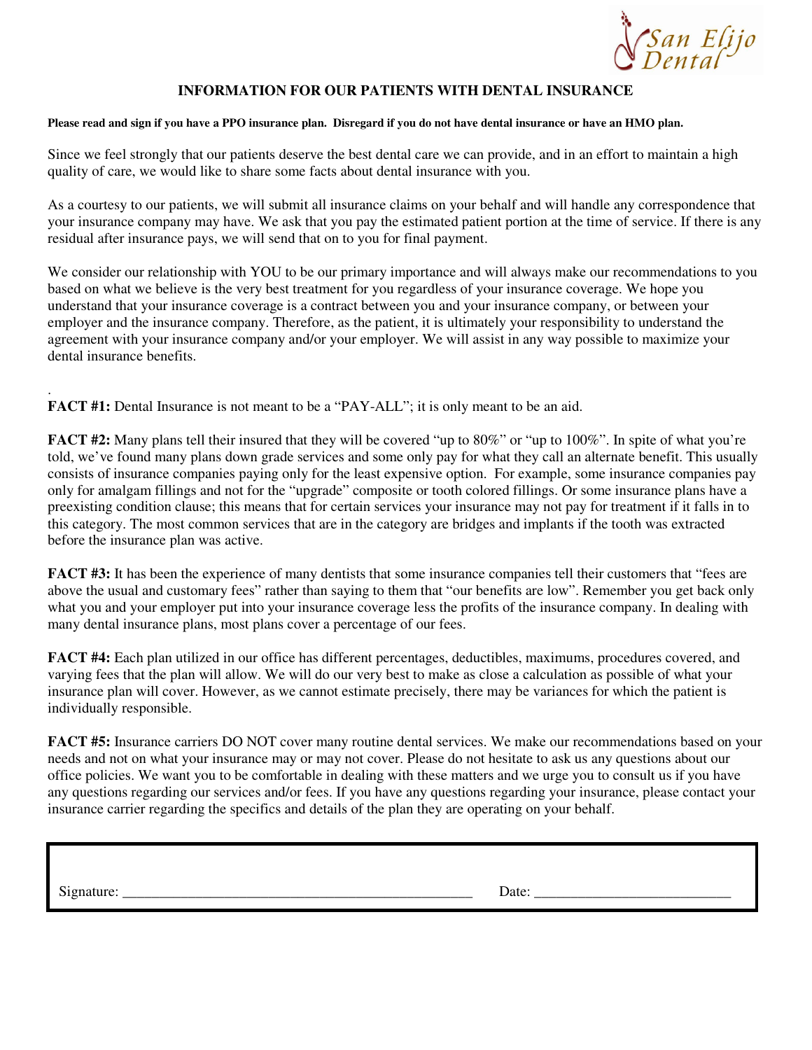San Elijo Dental

# INFORMATION FOR OUR PATIENTS WITH DENTAL INSURANCE

**Please read and sign if you have a PPO insurance plan. Disregard if you do not have dental insurance or have an HMO plan.**

Since we feel strongly that our patients deserve the best dental care we can provide, and in an effort to maintain a high quality of care, we would like to share some facts about dental insurance with you.

As a courtesy to our patients, we will submit all insurance claims on your behalf and will handle any correspondence that your insurance company may have. We ask that you pay the estimated patient portion at the time of service. If there is any residual after insurance pays, we will send that on to you for final payment.

We consider our relationship with YOU to be our primary importance and will always make our recommendations to you based on what we believe is the very best treatment for you regardless of your insurance coverage. We hope you understand that your insurance coverage is a contract between you and your insurance company, or between your employer and the insurance company. Therefore, as the patient, it is ultimately your responsibility to understand the agreement with your insurance company and/or your employer. We will assist in any way possible to maximize your dental insurance benefits.

.

**FACT #1:** Dental Insurance is not meant to be a "PAY-ALL"; it is only meant to be an aid.

**FACT #2:** Many plans tell their insured that they will be covered "up to 80%" or "up to 100%". In spite of what you're told, we've found many plans down grade services and some only pay for what they call an alternate benefit. This usually consists of insurance companies paying only for the least expensive option. For example, some insurance companies pay only for amalgam fillings and not for the "upgrade" composite or tooth colored fillings. Or some insurance plans have a preexisting condition clause; this means that for certain services your insurance may not pay for treatment if it falls in to this category. The most common services that are in the category are bridges and implants if the tooth was extracted before the insurance plan was active.

**FACT #3:** It has been the experience of many dentists that some insurance companies tell their customers that "fees are above the usual and customary fees" rather than saying to them that "our benefits are low". Remember you get back only what you and your employer put into your insurance coverage less the profits of the insurance company. In dealing with many dental insurance plans, most plans cover a percentage of our fees.

**FACT #4:** Each plan utilized in our office has different percentages, deductibles, maximums, procedures covered, and varying fees that the plan will allow. We will do our very best to make as close a calculation as possible of what your insurance plan will cover. However, as we cannot estimate precisely, there may be variances for which the patient is individually responsible.

**FACT #5:** Insurance carriers DO NOT cover many routine dental services. We make our recommendations based on your needs and not on what your insurance may or may not cover. Please do not hesitate to ask us any questions about our office policies. We want you to be comfortable in dealing with these matters and we urge you to consult us if you have any questions regarding our services and/or fees. If you have any questions regarding your insurance, please contact your insurance carrier regarding the specifics and details of the plan they are operating on your behalf.

Signature: _______________________________________________ Date: ___________________________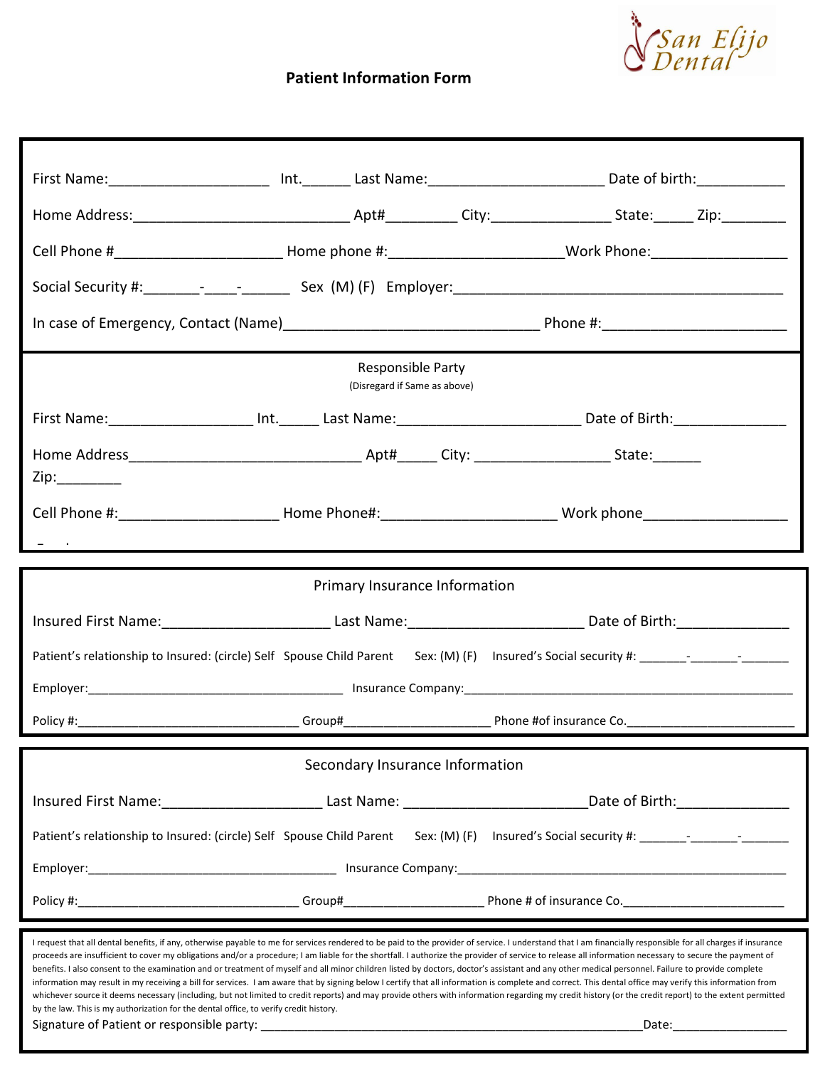San Elijo Dental

# Patient Information Form

First Name:____________________ Int.______ Last Name:______________________ Date of birth:___________

Home Address:____________________________ Apt#_________ City:_______________ State:_____ Zip:________

Cell Phone #_____________________ Home phone #:_____________________Work Phone:_________________

Social Security #:_______-____-______ Sex (M) (F) Employer:___________________________________________

In case of Emergency, Contact (Name)________________________________ Phone #:______________________

## Responsible Party

(Disregard if Same as above)

First Name:__________________ Int._____ Last Name:_______________________ Date of Birth:______________

Home Address_____________________________ Apt#_____ City: _________________ State:______ Zip:________

Cell Phone #:____________________ Home Phone#:______________________ Work phone__________________

## Primary Insurance Information

Insured First Name:_____________________ Last Name:______________________ Date of Birth:______________

Patient's relationship to Insured: (circle) Self Spouse Child Parent Sex: (M) (F) Insured's Social security #: _______-_______-_______

Employer:_____________________________________ Insurance Company:_________________________________________________

Policy #:________________________________ Group#_____________________ Phone #of insurance Co.________________________

## Secondary Insurance Information

Insured First Name:____________________ Last Name: _______________________Date of Birth:______________

Patient's relationship to Insured: (circle) Self Spouse Child Parent Sex: (M) (F) Insured's Social security #: _______-_______-_______

Employer:____________________________________ Insurance Company:________________________________________________

Policy #:________________________________ Group#_____________________ Phone # of insurance Co.________________________

I request that all dental benefits, if any, otherwise payable to me for services rendered to be paid to the provider of service. I understand that I am financially responsible for all charges if insurance proceeds are insufficient to cover my obligations and/or a procedure; I am liable for the shortfall. I authorize the provider of service to release all information necessary to secure the payment of benefits. I also consent to the examination and or treatment of myself and all minor children listed by doctors, doctor's assistant and any other medical personnel. Failure to provide complete information may result in my receiving a bill for services. I am aware that by signing below I certify that all information is complete and correct. This dental office may verify this information from whichever source it deems necessary (including, but not limited to credit reports) and may provide others with information regarding my credit history (or the credit report) to the extent permitted by the law. This is my authorization for the dental office, to verify credit history.

Signature of Patient or responsible party: ____________________________________________________________Date:_________________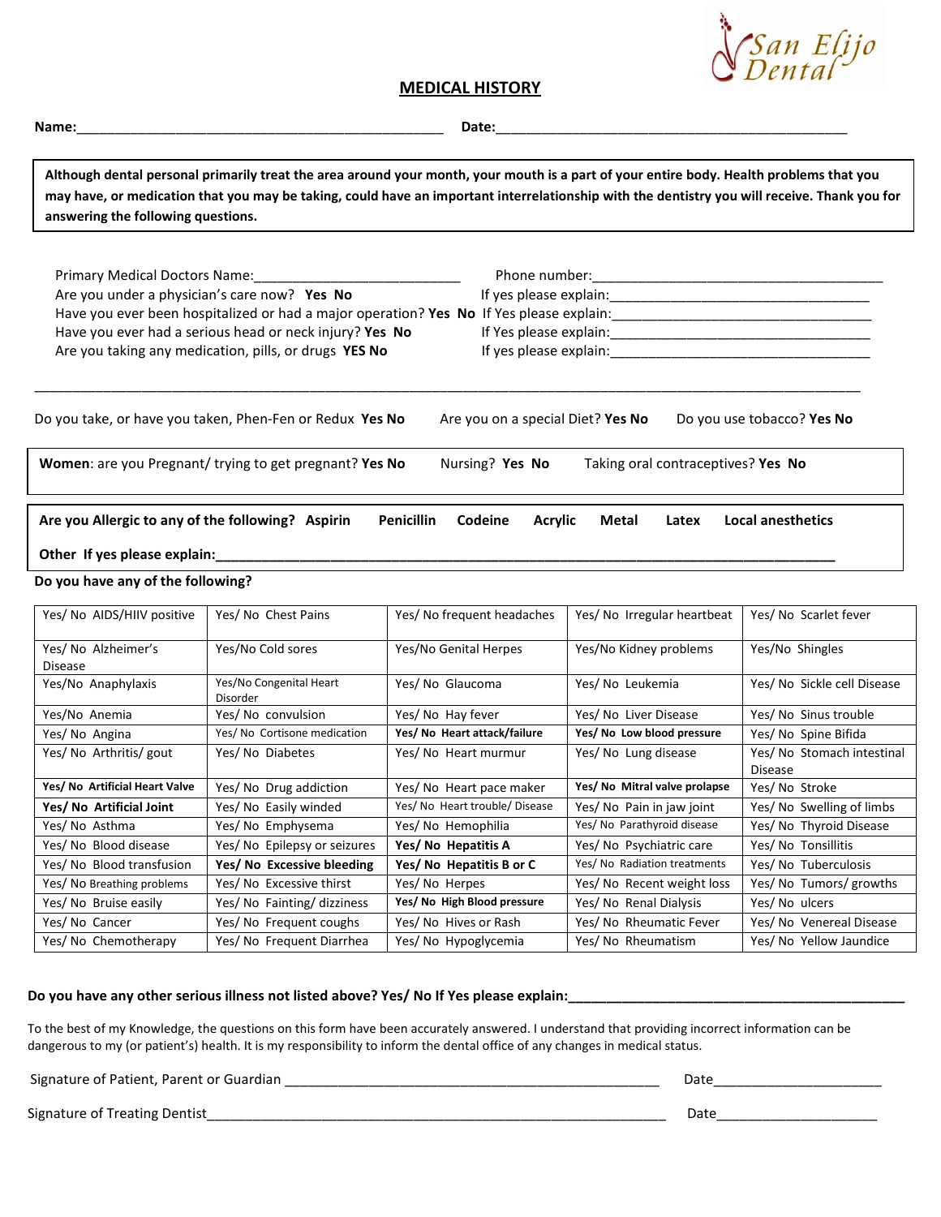San Elijo Dental

# MEDICAL HISTORY

**Name:**\_\_\_\_\_\_\_\_\_\_\_\_\_\_\_\_\_\_\_\_\_\_\_\_\_\_\_\_\_\_\_\_\_\_\_\_\_\_\_\_\_\_\_\_\_\_\_\_ **Date:**\_\_\_\_\_\_\_\_\_\_\_\_\_\_\_\_\_\_\_\_\_\_\_\_\_\_\_\_\_\_\_\_\_\_\_\_\_\_\_\_\_\_\_\_\_\_

**Although dental personal primarily treat the area around your month, your mouth is a part of your entire body. Health problems that you may have, or medication that you may be taking, could have an important interrelationship with the dentistry you will receive. Thank you for answering the following questions.**

Primary Medical Doctors Name:\_\_\_\_\_\_\_\_\_\_\_\_\_\_\_\_\_\_\_\_\_\_\_\_\_\_\_ Phone number:\_\_\_\_\_\_\_\_\_\_\_\_\_\_\_\_\_\_\_\_\_\_\_\_\_\_\_\_\_\_\_\_\_\_\_\_\_\_

Are you under a physician's care now? **Yes No** If yes please explain:\_\_\_\_\_\_\_\_\_\_\_\_\_\_\_\_\_\_\_\_\_\_\_\_\_\_\_\_\_\_\_\_\_\_

Have you ever been hospitalized or had a major operation? **Yes No** If Yes please explain:\_\_\_\_\_\_\_\_\_\_\_\_\_\_\_\_\_\_\_\_\_\_\_\_\_\_\_\_\_\_\_\_\_\_

Have you ever had a serious head or neck injury? **Yes No** If Yes please explain:\_\_\_\_\_\_\_\_\_\_\_\_\_\_\_\_\_\_\_\_\_\_\_\_\_\_\_\_\_\_\_\_\_\_

Are you taking any medication, pills, or drugs **YES No** If yes please explain:\_\_\_\_\_\_\_\_\_\_\_\_\_\_\_\_\_\_\_\_\_\_\_\_\_\_\_\_\_\_\_\_\_\_

\_\_\_\_\_\_\_\_\_\_\_\_\_\_\_\_\_\_\_\_\_\_\_\_\_\_\_\_\_\_\_\_\_\_\_\_\_\_\_\_\_\_\_\_\_\_\_\_\_\_\_\_\_\_\_\_\_\_\_\_\_\_\_\_\_\_\_\_\_\_\_\_\_\_\_\_\_\_\_\_\_\_\_\_\_\_\_\_\_\_\_\_\_\_\_\_\_\_\_\_

Do you take, or have you taken, Phen-Fen or Redux **Yes No** Are you on a special Diet? **Yes No** Do you use tobacco? **Yes No**

**Women**: are you Pregnant/ trying to get pregnant? **Yes No** Nursing? **Yes No** Taking oral contraceptives? **Yes No**

**Are you Allergic to any of the following? Aspirin Penicillin Codeine Acrylic Metal Latex Local anesthetics**

**Other If yes please explain:**\_\_\_\_\_\_\_\_\_\_\_\_\_\_\_\_\_\_\_\_\_\_\_\_\_\_\_\_\_\_\_\_\_\_\_\_\_\_\_\_\_\_\_\_\_\_\_\_\_\_\_\_\_\_\_\_\_\_\_\_\_\_\_\_\_\_\_\_\_\_\_\_\_\_\_\_\_\_\_\_\_

**Do you have any of the following?**

| | | | | |
|---|---|---|---|---|
| Yes/ No AIDS/HIIV positive | Yes/ No Chest Pains | Yes/ No frequent headaches | Yes/ No Irregular heartbeat | Yes/ No Scarlet fever |
| Yes/ No Alzheimer's Disease | Yes/No Cold sores | Yes/No Genital Herpes | Yes/No Kidney problems | Yes/No Shingles |
| Yes/No Anaphylaxis | Yes/No Congenital Heart Disorder | Yes/ No Glaucoma | Yes/ No Leukemia | Yes/ No Sickle cell Disease |
| Yes/No Anemia | Yes/ No convulsion | Yes/ No Hay fever | Yes/ No Liver Disease | Yes/ No Sinus trouble |
| Yes/ No Angina | Yes/ No Cortisone medication | **Yes/ No Heart attack/failure** | **Yes/ No Low blood pressure** | Yes/ No Spine Bifida |
| Yes/ No Arthritis/ gout | Yes/ No Diabetes | Yes/ No Heart murmur | Yes/ No Lung disease | Yes/ No Stomach intestinal Disease |
| **Yes/ No Artificial Heart Valve** | Yes/ No Drug addiction | Yes/ No Heart pace maker | **Yes/ No Mitral valve prolapse** | Yes/ No Stroke |
| **Yes/ No Artificial Joint** | Yes/ No Easily winded | Yes/ No Heart trouble/ Disease | Yes/ No Pain in jaw joint | Yes/ No Swelling of limbs |
| Yes/ No Asthma | Yes/ No Emphysema | Yes/ No Hemophilia | Yes/ No Parathyroid disease | Yes/ No Thyroid Disease |
| Yes/ No Blood disease | Yes/ No Epilepsy or seizures | **Yes/ No Hepatitis A** | Yes/ No Psychiatric care | Yes/ No Tonsillitis |
| Yes/ No Blood transfusion | **Yes/ No Excessive bleeding** | **Yes/ No Hepatitis B or C** | Yes/ No Radiation treatments | Yes/ No Tuberculosis |
| Yes/ No Breathing problems | Yes/ No Excessive thirst | Yes/ No Herpes | Yes/ No Recent weight loss | Yes/ No Tumors/ growths |
| Yes/ No Bruise easily | Yes/ No Fainting/ dizziness | **Yes/ No High Blood pressure** | Yes/ No Renal Dialysis | Yes/ No ulcers |
| Yes/ No Cancer | Yes/ No Frequent coughs | Yes/ No Hives or Rash | Yes/ No Rheumatic Fever | Yes/ No Venereal Disease |
| Yes/ No Chemotherapy | Yes/ No Frequent Diarrhea | Yes/ No Hypoglycemia | Yes/ No Rheumatism | Yes/ No Yellow Jaundice |

**Do you have any other serious illness not listed above? Yes/ No If Yes please explain:**\_\_\_\_\_\_\_\_\_\_\_\_\_\_\_\_\_\_\_\_\_\_\_\_\_\_\_\_\_\_\_\_\_\_\_\_\_\_\_\_\_\_\_\_\_

To the best of my Knowledge, the questions on this form have been accurately answered. I understand that providing incorrect information can be dangerous to my (or patient's) health. It is my responsibility to inform the dental office of any changes in medical status.

Signature of Patient, Parent or Guardian \_\_\_\_\_\_\_\_\_\_\_\_\_\_\_\_\_\_\_\_\_\_\_\_\_\_\_\_\_\_\_\_\_\_\_\_\_\_\_\_\_\_\_\_\_\_\_\_\_\_ Date\_\_\_\_\_\_\_\_\_\_\_\_\_\_\_\_\_\_\_\_\_\_

Signature of Treating Dentist\_\_\_\_\_\_\_\_\_\_\_\_\_\_\_\_\_\_\_\_\_\_\_\_\_\_\_\_\_\_\_\_\_\_\_\_\_\_\_\_\_\_\_\_\_\_\_\_\_\_\_\_\_\_\_\_\_\_\_\_\_\_ Date\_\_\_\_\_\_\_\_\_\_\_\_\_\_\_\_\_\_\_\_\_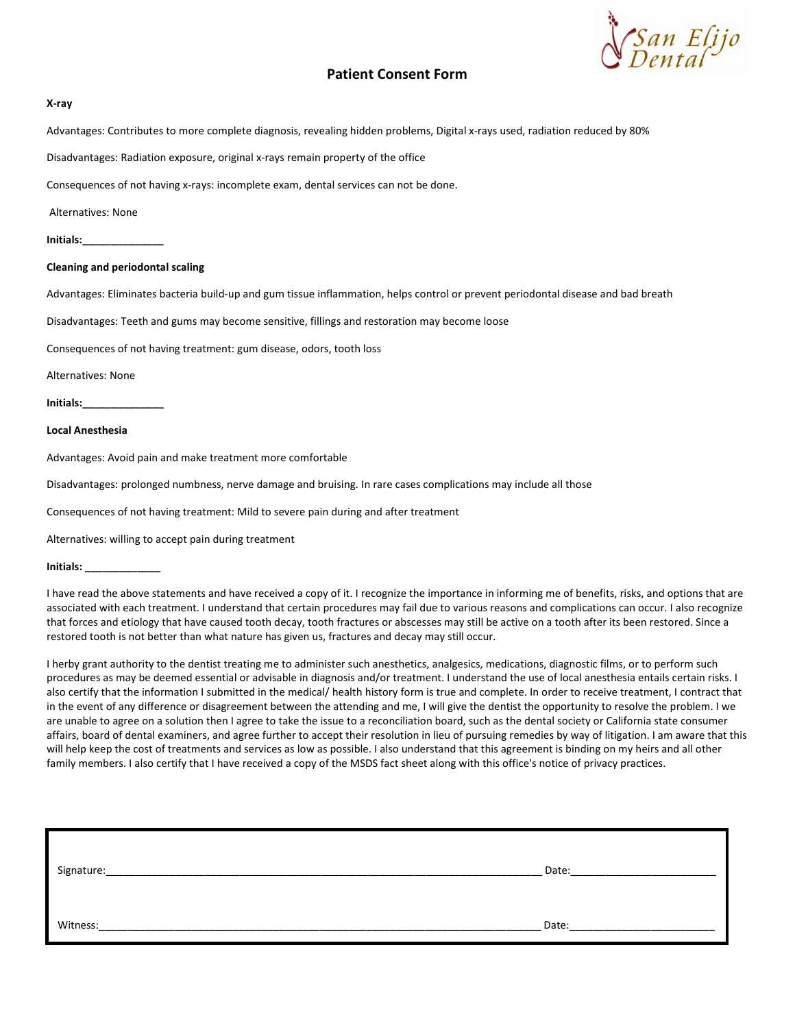San Elijo Dental

# Patient Consent Form

**X-ray**

Advantages: Contributes to more complete diagnosis, revealing hidden problems, Digital x-rays used, radiation reduced by 80%

Disadvantages: Radiation exposure, original x-rays remain property of the office

Consequences of not having x-rays: incomplete exam, dental services can not be done.

Alternatives: None

**Initials:______________**

**Cleaning and periodontal scaling**

Advantages: Eliminates bacteria build-up and gum tissue inflammation, helps control or prevent periodontal disease and bad breath

Disadvantages: Teeth and gums may become sensitive, fillings and restoration may become loose

Consequences of not having treatment: gum disease, odors, tooth loss

Alternatives: None

**Initials:______________**

**Local Anesthesia**

Advantages: Avoid pain and make treatment more comfortable

Disadvantages: prolonged numbness, nerve damage and bruising. In rare cases complications may include all those

Consequences of not having treatment: Mild to severe pain during and after treatment

Alternatives: willing to accept pain during treatment

**Initials: _____________**

I have read the above statements and have received a copy of it. I recognize the importance in informing me of benefits, risks, and options that are associated with each treatment. I understand that certain procedures may fail due to various reasons and complications can occur. I also recognize that forces and etiology that have caused tooth decay, tooth fractures or abscesses may still be active on a tooth after its been restored. Since a restored tooth is not better than what nature has given us, fractures and decay may still occur.

I herby grant authority to the dentist treating me to administer such anesthetics, analgesics, medications, diagnostic films, or to perform such procedures as may be deemed essential or advisable in diagnosis and/or treatment. I understand the use of local anesthesia entails certain risks. I also certify that the information I submitted in the medical/ health history form is true and complete. In order to receive treatment, I contract that in the event of any difference or disagreement between the attending and me, I will give the dentist the opportunity to resolve the problem. I we are unable to agree on a solution then I agree to take the issue to a reconciliation board, such as the dental society or California state consumer affairs, board of dental examiners, and agree further to accept their resolution in lieu of pursuing remedies by way of litigation. I am aware that this will help keep the cost of treatments and services as low as possible. I also understand that this agreement is binding on my heirs and all other family members. I also certify that I have received a copy of the MSDS fact sheet along with this office's notice of privacy practices.

Signature:_____________________________________________ Date:_________________________

Witness:_____________________________________________ Date:_________________________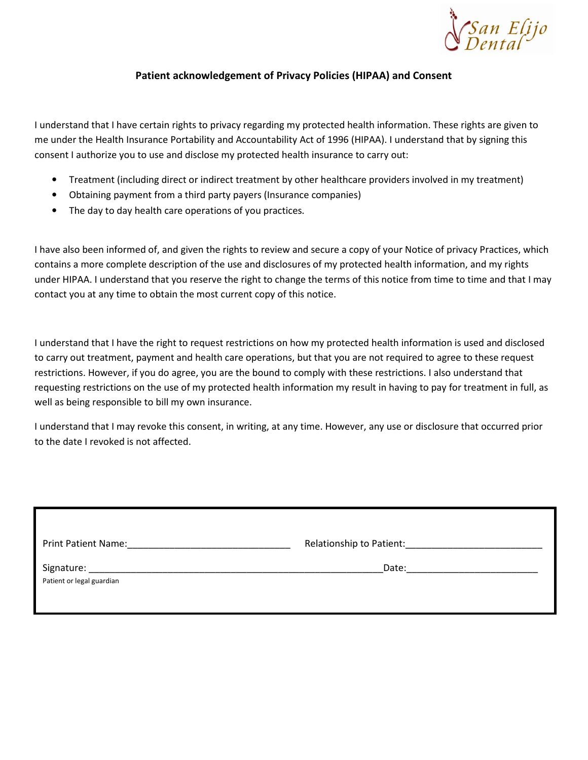San Elijo Dental

## Patient acknowledgement of Privacy Policies (HIPAA) and Consent

I understand that I have certain rights to privacy regarding my protected health information. These rights are given to me under the Health Insurance Portability and Accountability Act of 1996 (HIPAA). I understand that by signing this consent I authorize you to use and disclose my protected health insurance to carry out:

- Treatment (including direct or indirect treatment by other healthcare providers involved in my treatment)
- Obtaining payment from a third party payers (Insurance companies)
- The day to day health care operations of you practices.

I have also been informed of, and given the rights to review and secure a copy of your Notice of privacy Practices, which contains a more complete description of the use and disclosures of my protected health information, and my rights under HIPAA. I understand that you reserve the right to change the terms of this notice from time to time and that I may contact you at any time to obtain the most current copy of this notice.

I understand that I have the right to request restrictions on how my protected health information is used and disclosed to carry out treatment, payment and health care operations, but that you are not required to agree to these request restrictions. However, if you do agree, you are the bound to comply with these restrictions. I also understand that requesting restrictions on the use of my protected health information my result in having to pay for treatment in full, as well as being responsible to bill my own insurance.

I understand that I may revoke this consent, in writing, at any time. However, any use or disclosure that occurred prior to the date I revoked is not affected.

Print Patient Name:______________________________ Relationship to Patient:________________________

Signature: _____________________________________________________Date:_______________________

Patient or legal guardian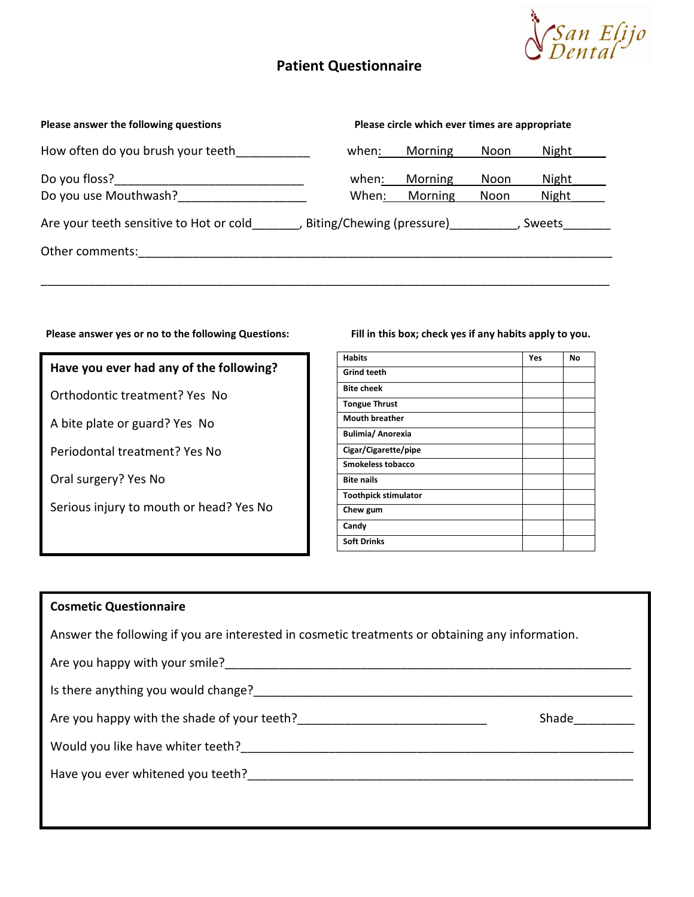San Elijo Dental

# Patient Questionnaire

**Please answer the following questions**

**Please circle which ever times are appropriate**

How often do you brush your teeth___________ when: Morning Noon Night_____

Do you floss?____________________________ when: Morning Noon Night_____

Do you use Mouthwash?___________________ When: Morning Noon Night_____

Are your teeth sensitive to Hot or cold_______, Biting/Chewing (pressure)__________, Sweets_______

Other comments:___________________________________________________________________________

_____________________________________________________________________________________

**Please answer yes or no to the following Questions:**

**Have you ever had any of the following?**

Orthodontic treatment? Yes No

A bite plate or guard? Yes No

Periodontal treatment? Yes No

Oral surgery? Yes No

Serious injury to mouth or head? Yes No

**Fill in this box; check yes if any habits apply to you.**

| Habits | Yes | No |
|---|---|---|
| Grind teeth | | |
| Bite cheek | | |
| Tongue Thrust | | |
| Mouth breather | | |
| Bulimia/ Anorexia | | |
| Cigar/Cigarette/pipe | | |
| Smokeless tobacco | | |
| Bite nails | | |
| Toothpick stimulator | | |
| Chew gum | | |
| Candy | | |
| Soft Drinks | | |

**Cosmetic Questionnaire**

Answer the following if you are interested in cosmetic treatments or obtaining any information.

Are you happy with your smile?_______________________________________________________________

Is there anything you would change?___________________________________________________________

Are you happy with the shade of your teeth?____________________________ Shade_________

Would you like have whiter teeth?_____________________________________________________________

Have you ever whitened you teeth?____________________________________________________________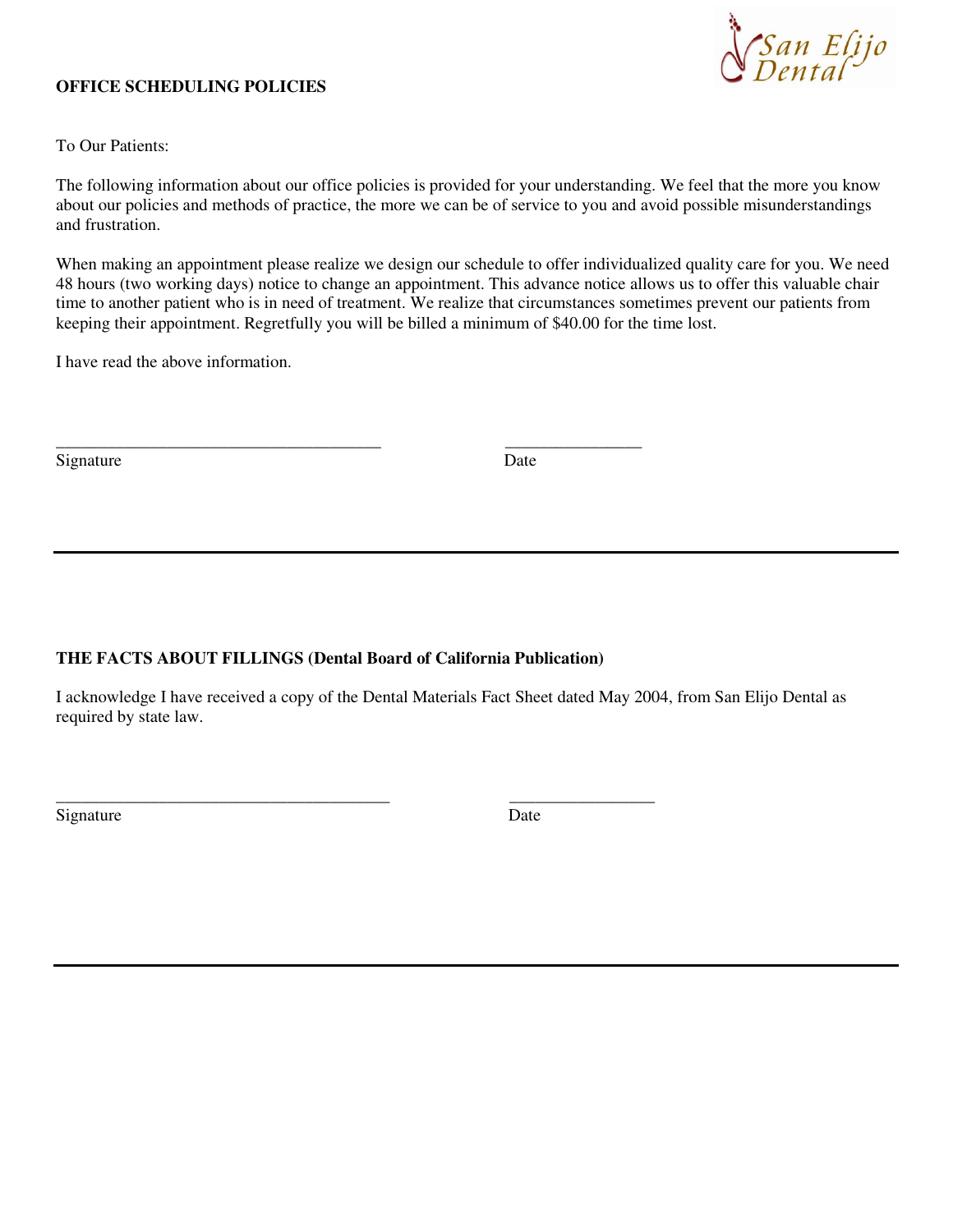San Elijo Dental

**OFFICE SCHEDULING POLICIES**

To Our Patients:

The following information about our office policies is provided for your understanding. We feel that the more you know about our policies and methods of practice, the more we can be of service to you and avoid possible misunderstandings and frustration.

When making an appointment please realize we design our schedule to offer individualized quality care for you. We need 48 hours (two working days) notice to change an appointment. This advance notice allows us to offer this valuable chair time to another patient who is in need of treatment. We realize that circumstances sometimes prevent our patients from keeping their appointment. Regretfully you will be billed a minimum of $40.00 for the time lost.

I have read the above information.

______________________________________ ________________

Signature Date

---

**THE FACTS ABOUT FILLINGS (Dental Board of California Publication)**

I acknowledge I have received a copy of the Dental Materials Fact Sheet dated May 2004, from San Elijo Dental as required by state law.

_______________________________________ _________________

Signature Date

---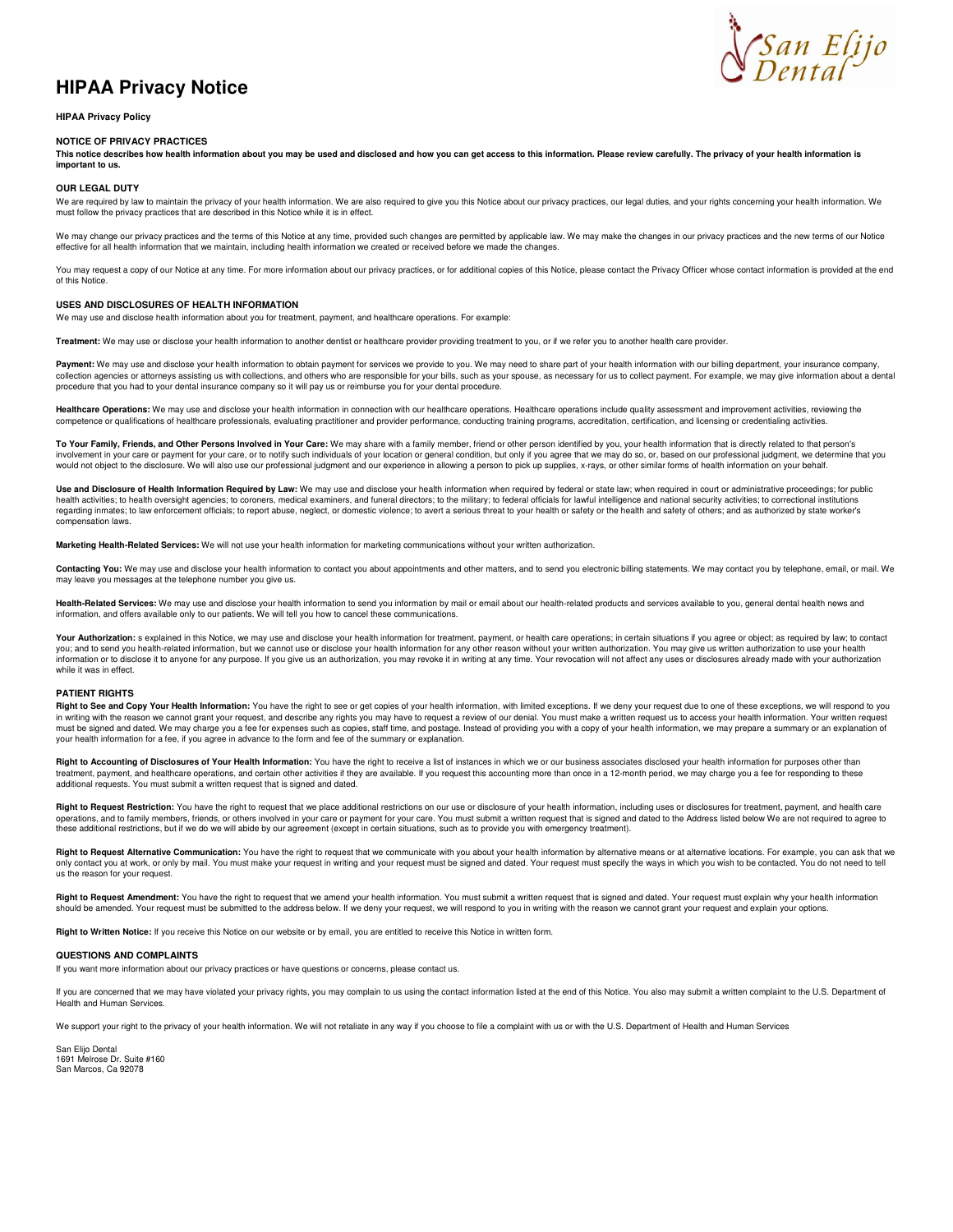# HIPAA Privacy Notice

**HIPAA Privacy Policy**

**NOTICE OF PRIVACY PRACTICES**

**This notice describes how health information about you may be used and disclosed and how you can get access to this information. Please review carefully. The privacy of your health information is important to us.**

**OUR LEGAL DUTY**

We are required by law to maintain the privacy of your health information. We are also required to give you this Notice about our privacy practices, our legal duties, and your rights concerning your health information. We must follow the privacy practices that are described in this Notice while it is in effect.

We may change our privacy practices and the terms of this Notice at any time, provided such changes are permitted by applicable law. We may make the changes in our privacy practices and the new terms of our Notice effective for all health information that we maintain, including health information we created or received before we made the changes.

You may request a copy of our Notice at any time. For more information about our privacy practices, or for additional copies of this Notice, please contact the Privacy Officer whose contact information is provided at the end of this Notice.

**USES AND DISCLOSURES OF HEALTH INFORMATION**

We may use and disclose health information about you for treatment, payment, and healthcare operations. For example:

**Treatment:** We may use or disclose your health information to another dentist or healthcare provider providing treatment to you, or if we refer you to another health care provider.

**Payment:** We may use and disclose your health information to obtain payment for services we provide to you. We may need to share part of your health information with our billing department, your insurance company, collection agencies or attorneys assisting us with collections, and others who are responsible for your bills, such as your spouse, as necessary for us to collect payment. For example, we may give information about a dental procedure that you had to your dental insurance company so it will pay us or reimburse you for your dental procedure.

**Healthcare Operations:** We may use and disclose your health information in connection with our healthcare operations. Healthcare operations include quality assessment and improvement activities, reviewing the competence or qualifications of healthcare professionals, evaluating practitioner and provider performance, conducting training programs, accreditation, certification, and licensing or credentialing activities.

**To Your Family, Friends, and Other Persons Involved in Your Care:** We may share with a family member, friend or other person identified by you, your health information that is directly related to that person's involvement in your care or payment for your care, or to notify such individuals of your location or general condition, but only if you agree that we may do so, or, based on our professional judgment, we determine that you would not object to the disclosure. We will also use our professional judgment and our experience in allowing a person to pick up supplies, x-rays, or other similar forms of health information on your behalf.

**Use and Disclosure of Health Information Required by Law:** We may use and disclose your health information when required by federal or state law; when required in court or administrative proceedings; for public health activities; to health oversight agencies; to coroners, medical examiners, and funeral directors; to the military; to federal officials for lawful intelligence and national security activities; to correctional institutions regarding inmates; to law enforcement officials; to report abuse, neglect, or domestic violence; to avert a serious threat to your health or safety or the health and safety of others; and as authorized by state worker's compensation laws.

**Marketing Health-Related Services:** We will not use your health information for marketing communications without your written authorization.

**Contacting You:** We may use and disclose your health information to contact you about appointments and other matters, and to send you electronic billing statements. We may contact you by telephone, email, or mail. We may leave you messages at the telephone number you give us.

**Health-Related Services:** We may use and disclose your health information to send you information by mail or email about our health-related products and services available to you, general dental health news and information, and offers available only to our patients. We will tell you how to cancel these communications.

**Your Authorization:** s explained in this Notice, we may use and disclose your health information for treatment, payment, or health care operations; in certain situations if you agree or object; as required by law; to contact you; and to send you health-related information, but we cannot use or disclose your health information for any other reason without your written authorization. You may give us written authorization to use your health information or to disclose it to anyone for any purpose. If you give us an authorization, you may revoke it in writing at any time. Your revocation will not affect any uses or disclosures already made with your authorization while it was in effect.

**PATIENT RIGHTS**

**Right to See and Copy Your Health Information:** You have the right to see or get copies of your health information, with limited exceptions. If we deny your request due to one of these exceptions, we will respond to you in writing with the reason we cannot grant your request, and describe any rights you may have to request a review of our denial. You must make a written request us to access your health information. Your written request must be signed and dated. We may charge you a fee for expenses such as copies, staff time, and postage. Instead of providing you with a copy of your health information, we may prepare a summary or an explanation of your health information for a fee, if you agree in advance to the form and fee of the summary or explanation.

**Right to Accounting of Disclosures of Your Health Information:** You have the right to receive a list of instances in which we or our business associates disclosed your health information for purposes other than treatment, payment, and healthcare operations, and certain other activities if they are available. If you request this accounting more than once in a 12-month period, we may charge you a fee for responding to these additional requests. You must submit a written request that is signed and dated.

**Right to Request Restriction:** You have the right to request that we place additional restrictions on our use or disclosure of your health information, including uses or disclosures for treatment, payment, and health care operations, and to family members, friends, or others involved in your care or payment for your care. You must submit a written request that is signed and dated to the Address listed below We are not required to agree to these additional restrictions, but if we do we will abide by our agreement (except in certain situations, such as to provide you with emergency treatment).

**Right to Request Alternative Communication:** You have the right to request that we communicate with you about your health information by alternative means or at alternative locations. For example, you can ask that we only contact you at work, or only by mail. You must make your request in writing and your request must be signed and dated. Your request must specify the ways in which you wish to be contacted. You do not need to tell us the reason for your request.

**Right to Request Amendment:** You have the right to request that we amend your health information. You must submit a written request that is signed and dated. Your request must explain why your health information should be amended. Your request must be submitted to the address below. If we deny your request, we will respond to you in writing with the reason we cannot grant your request and explain your options.

**Right to Written Notice:** If you receive this Notice on our website or by email, you are entitled to receive this Notice in written form.

**QUESTIONS AND COMPLAINTS**

If you want more information about our privacy practices or have questions or concerns, please contact us.

If you are concerned that we may have violated your privacy rights, you may complain to us using the contact information listed at the end of this Notice. You also may submit a written complaint to the U.S. Department of Health and Human Services.

We support your right to the privacy of your health information. We will not retaliate in any way if you choose to file a complaint with us or with the U.S. Department of Health and Human Services

San Elijo Dental
1691 Melrose Dr. Suite #160
San Marcos, Ca 92078